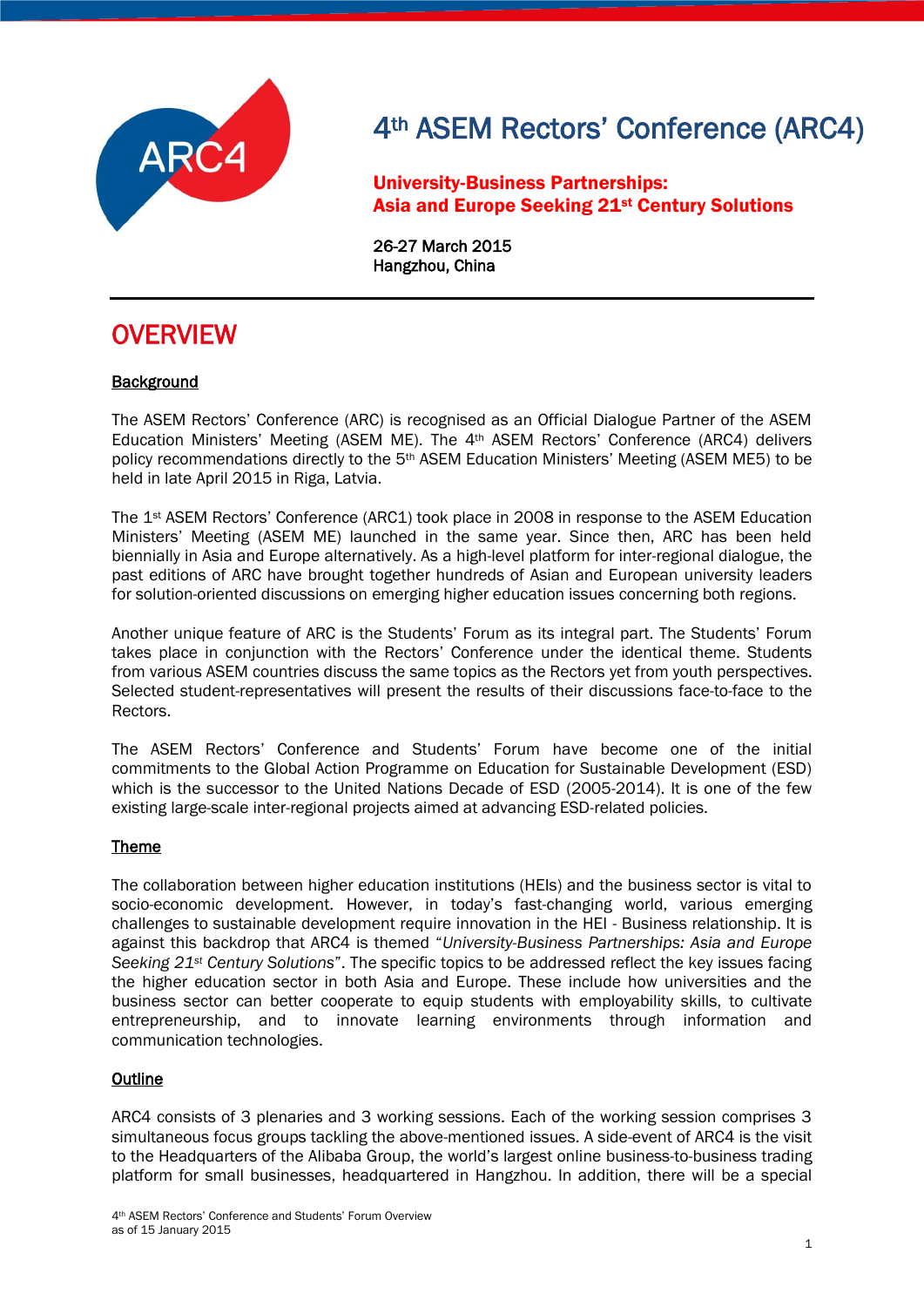ARC4

# 4th ASEM Rectors' Conference (ARC4)

**University-Business Partnerships:**
**Asia and Europe Seeking 21st Century Solutions**

26-27 March 2015
Hangzhou, China

# OVERVIEW

## Background

The ASEM Rectors' Conference (ARC) is recognised as an Official Dialogue Partner of the ASEM Education Ministers' Meeting (ASEM ME). The 4th ASEM Rectors' Conference (ARC4) delivers policy recommendations directly to the 5th ASEM Education Ministers' Meeting (ASEM ME5) to be held in late April 2015 in Riga, Latvia.

The 1st ASEM Rectors' Conference (ARC1) took place in 2008 in response to the ASEM Education Ministers' Meeting (ASEM ME) launched in the same year. Since then, ARC has been held biennially in Asia and Europe alternatively. As a high-level platform for inter-regional dialogue, the past editions of ARC have brought together hundreds of Asian and European university leaders for solution-oriented discussions on emerging higher education issues concerning both regions.

Another unique feature of ARC is the Students' Forum as its integral part. The Students' Forum takes place in conjunction with the Rectors' Conference under the identical theme. Students from various ASEM countries discuss the same topics as the Rectors yet from youth perspectives. Selected student-representatives will present the results of their discussions face-to-face to the Rectors.

The ASEM Rectors' Conference and Students' Forum have become one of the initial commitments to the Global Action Programme on Education for Sustainable Development (ESD) which is the successor to the United Nations Decade of ESD (2005-2014). It is one of the few existing large-scale inter-regional projects aimed at advancing ESD-related policies.

## Theme

The collaboration between higher education institutions (HEIs) and the business sector is vital to socio-economic development. However, in today's fast-changing world, various emerging challenges to sustainable development require innovation in the HEI - Business relationship. It is against this backdrop that ARC4 is themed "*University-Business Partnerships: Asia and Europe Seeking 21st Century Solutions*". The specific topics to be addressed reflect the key issues facing the higher education sector in both Asia and Europe. These include how universities and the business sector can better cooperate to equip students with employability skills, to cultivate entrepreneurship, and to innovate learning environments through information and communication technologies.

## Outline

ARC4 consists of 3 plenaries and 3 working sessions. Each of the working session comprises 3 simultaneous focus groups tackling the above-mentioned issues. A side-event of ARC4 is the visit to the Headquarters of the Alibaba Group, the world's largest online business-to-business trading platform for small businesses, headquartered in Hangzhou. In addition, there will be a special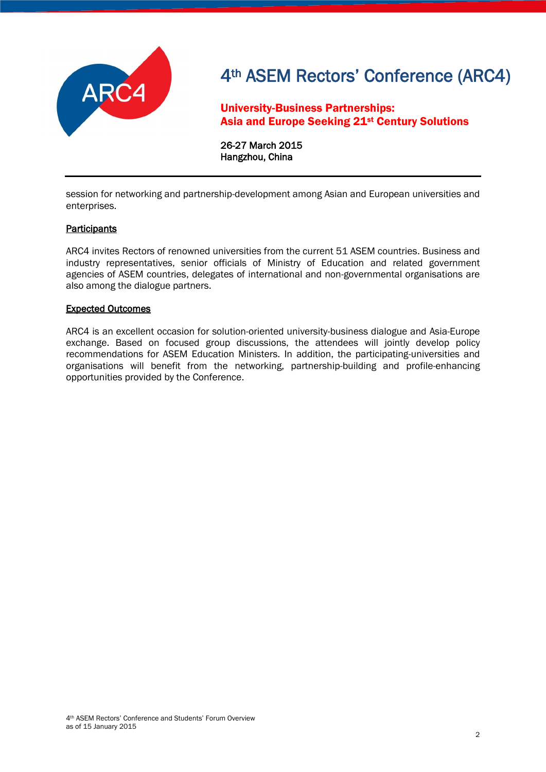session for networking and partnership-development among Asian and European universities and enterprises.

## Participants

ARC4 invites Rectors of renowned universities from the current 51 ASEM countries. Business and industry representatives, senior officials of Ministry of Education and related government agencies of ASEM countries, delegates of international and non-governmental organisations are also among the dialogue partners.

## Expected Outcomes

ARC4 is an excellent occasion for solution-oriented university-business dialogue and Asia-Europe exchange. Based on focused group discussions, the attendees will jointly develop policy recommendations for ASEM Education Ministers. In addition, the participating-universities and organisations will benefit from the networking, partnership-building and profile-enhancing opportunities provided by the Conference.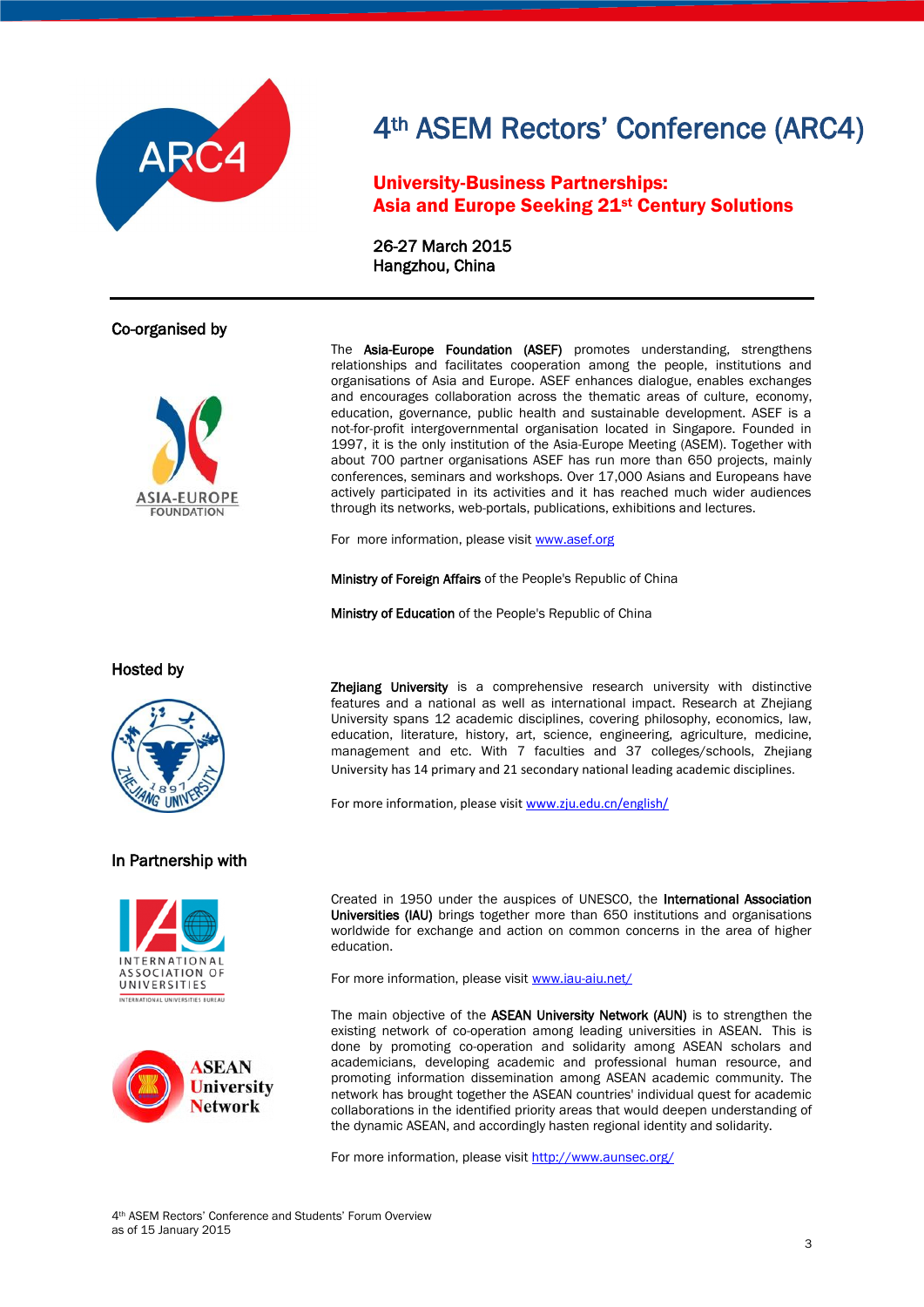# 4th ASEM Rectors' Conference (ARC4)

## University-Business Partnerships: Asia and Europe Seeking 21st Century Solutions

26-27 March 2015
Hangzhou, China

### Co-organised by

The **Asia-Europe Foundation (ASEF)** promotes understanding, strengthens relationships and facilitates cooperation among the people, institutions and organisations of Asia and Europe. ASEF enhances dialogue, enables exchanges and encourages collaboration across the thematic areas of culture, economy, education, governance, public health and sustainable development. ASEF is a not-for-profit intergovernmental organisation located in Singapore. Founded in 1997, it is the only institution of the Asia-Europe Meeting (ASEM). Together with about 700 partner organisations ASEF has run more than 650 projects, mainly conferences, seminars and workshops. Over 17,000 Asians and Europeans have actively participated in its activities and it has reached much wider audiences through its networks, web-portals, publications, exhibitions and lectures.

For more information, please visit www.asef.org

**Ministry of Foreign Affairs** of the People's Republic of China

**Ministry of Education** of the People's Republic of China

### Hosted by

**Zhejiang University** is a comprehensive research university with distinctive features and a national as well as international impact. Research at Zhejiang University spans 12 academic disciplines, covering philosophy, economics, law, education, literature, history, art, science, engineering, agriculture, medicine, management and etc. With 7 faculties and 37 colleges/schools, Zhejiang University has 14 primary and 21 secondary national leading academic disciplines.

For more information, please visit www.zju.edu.cn/english/

### In Partnership with

Created in 1950 under the auspices of UNESCO, the **International Association Universities (IAU)** brings together more than 650 institutions and organisations worldwide for exchange and action on common concerns in the area of higher education.

For more information, please visit www.iau-aiu.net/

The main objective of the **ASEAN University Network (AUN)** is to strengthen the existing network of co-operation among leading universities in ASEAN. This is done by promoting co-operation and solidarity among ASEAN scholars and academicians, developing academic and professional human resource, and promoting information dissemination among ASEAN academic community. The network has brought together the ASEAN countries' individual quest for academic collaborations in the identified priority areas that would deepen understanding of the dynamic ASEAN, and accordingly hasten regional identity and solidarity.

For more information, please visit http://www.aunsec.org/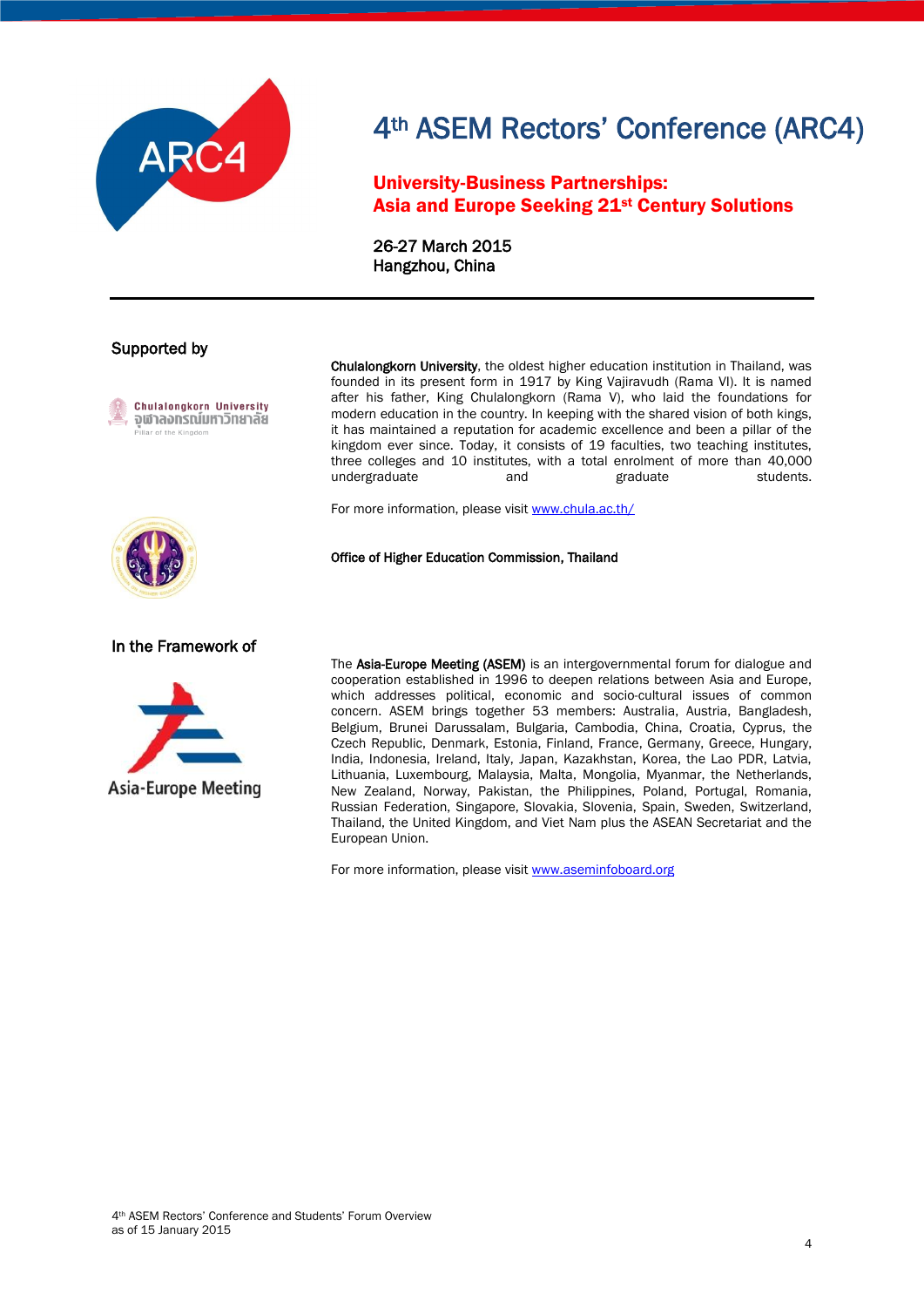# 4th ASEM Rectors' Conference (ARC4)

## University-Business Partnerships: Asia and Europe Seeking 21st Century Solutions

26-27 March 2015
Hangzhou, China

---

### Supported by

Chulalongkorn University
จุฬาลงกรณ์มหาวิทยาลัย
Pillar of the Kingdom

**Chulalongkorn University**, the oldest higher education institution in Thailand, was founded in its present form in 1917 by King Vajiravudh (Rama VI). It is named after his father, King Chulalongkorn (Rama V), who laid the foundations for modern education in the country. In keeping with the shared vision of both kings, it has maintained a reputation for academic excellence and been a pillar of the kingdom ever since. Today, it consists of 19 faculties, two teaching institutes, three colleges and 10 institutes, with a total enrolment of more than 40,000 undergraduate and graduate students.

For more information, please visit [www.chula.ac.th/](http://www.chula.ac.th/)

**Office of Higher Education Commission, Thailand**

### In the Framework of

Asia-Europe Meeting

The **Asia-Europe Meeting (ASEM)** is an intergovernmental forum for dialogue and cooperation established in 1996 to deepen relations between Asia and Europe, which addresses political, economic and socio-cultural issues of common concern. ASEM brings together 53 members: Australia, Austria, Bangladesh, Belgium, Brunei Darussalam, Bulgaria, Cambodia, China, Croatia, Cyprus, the Czech Republic, Denmark, Estonia, Finland, France, Germany, Greece, Hungary, India, Indonesia, Ireland, Italy, Japan, Kazakhstan, Korea, the Lao PDR, Latvia, Lithuania, Luxembourg, Malaysia, Malta, Mongolia, Myanmar, the Netherlands, New Zealand, Norway, Pakistan, the Philippines, Poland, Portugal, Romania, Russian Federation, Singapore, Slovakia, Slovenia, Spain, Sweden, Switzerland, Thailand, the United Kingdom, and Viet Nam plus the ASEAN Secretariat and the European Union.

For more information, please visit [www.aseminfoboard.org](http://www.aseminfoboard.org)